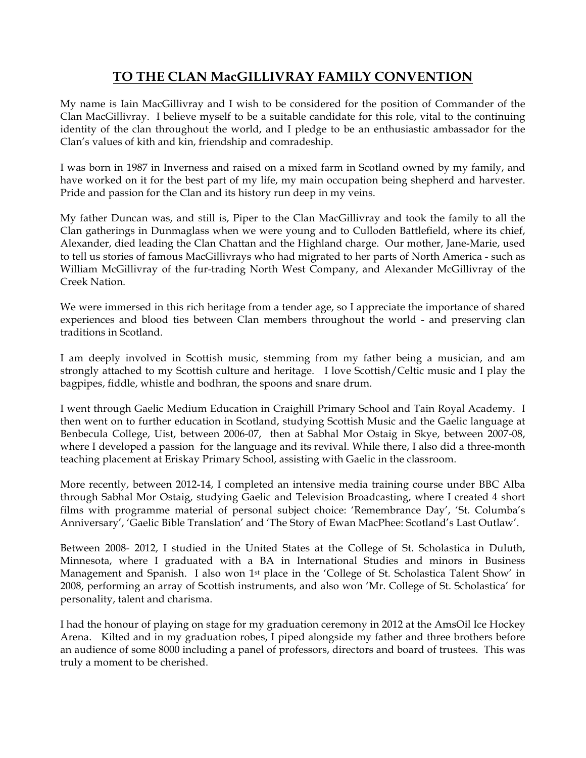# TO THE CLAN MacGILLIVRAY FAMILY CONVENTION

My name is Iain MacGillivray and I wish to be considered for the position of Commander of the Clan MacGillivray. I believe myself to be a suitable candidate for this role, vital to the continuing identity of the clan throughout the world, and I pledge to be an enthusiastic ambassador for the Clan's values of kith and kin, friendship and comradeship.

I was born in 1987 in Inverness and raised on a mixed farm in Scotland owned by my family, and have worked on it for the best part of my life, my main occupation being shepherd and harvester. Pride and passion for the Clan and its history run deep in my veins.

My father Duncan was, and still is, Piper to the Clan MacGillivray and took the family to all the Clan gatherings in Dunmaglass when we were young and to Culloden Battlefield, where its chief, Alexander, died leading the Clan Chattan and the Highland charge. Our mother, Jane-Marie, used to tell us stories of famous MacGillivrays who had migrated to her parts of North America - such as William McGillivray of the fur-trading North West Company, and Alexander McGillivray of the Creek Nation.

We were immersed in this rich heritage from a tender age, so I appreciate the importance of shared experiences and blood ties between Clan members throughout the world - and preserving clan traditions in Scotland.

I am deeply involved in Scottish music, stemming from my father being a musician, and am strongly attached to my Scottish culture and heritage. I love Scottish/Celtic music and I play the bagpipes, fiddle, whistle and bodhran, the spoons and snare drum.

I went through Gaelic Medium Education in Craighill Primary School and Tain Royal Academy. I then went on to further education in Scotland, studying Scottish Music and the Gaelic language at Benbecula College, Uist, between 2006-07, then at Sabhal Mor Ostaig in Skye, between 2007-08, where I developed a passion for the language and its revival. While there, I also did a three-month teaching placement at Eriskay Primary School, assisting with Gaelic in the classroom.

More recently, between 2012-14, I completed an intensive media training course under BBC Alba through Sabhal Mor Ostaig, studying Gaelic and Television Broadcasting, where I created 4 short films with programme material of personal subject choice: 'Remembrance Day', 'St. Columba's Anniversary', 'Gaelic Bible Translation' and 'The Story of Ewan MacPhee: Scotland's Last Outlaw'.

Between 2008- 2012, I studied in the United States at the College of St. Scholastica in Duluth, Minnesota, where I graduated with a BA in International Studies and minors in Business Management and Spanish. I also won 1st place in the 'College of St. Scholastica Talent Show' in 2008, performing an array of Scottish instruments, and also won 'Mr. College of St. Scholastica' for personality, talent and charisma.

I had the honour of playing on stage for my graduation ceremony in 2012 at the AmsOil Ice Hockey Arena. Kilted and in my graduation robes, I piped alongside my father and three brothers before an audience of some 8000 including a panel of professors, directors and board of trustees. This was truly a moment to be cherished.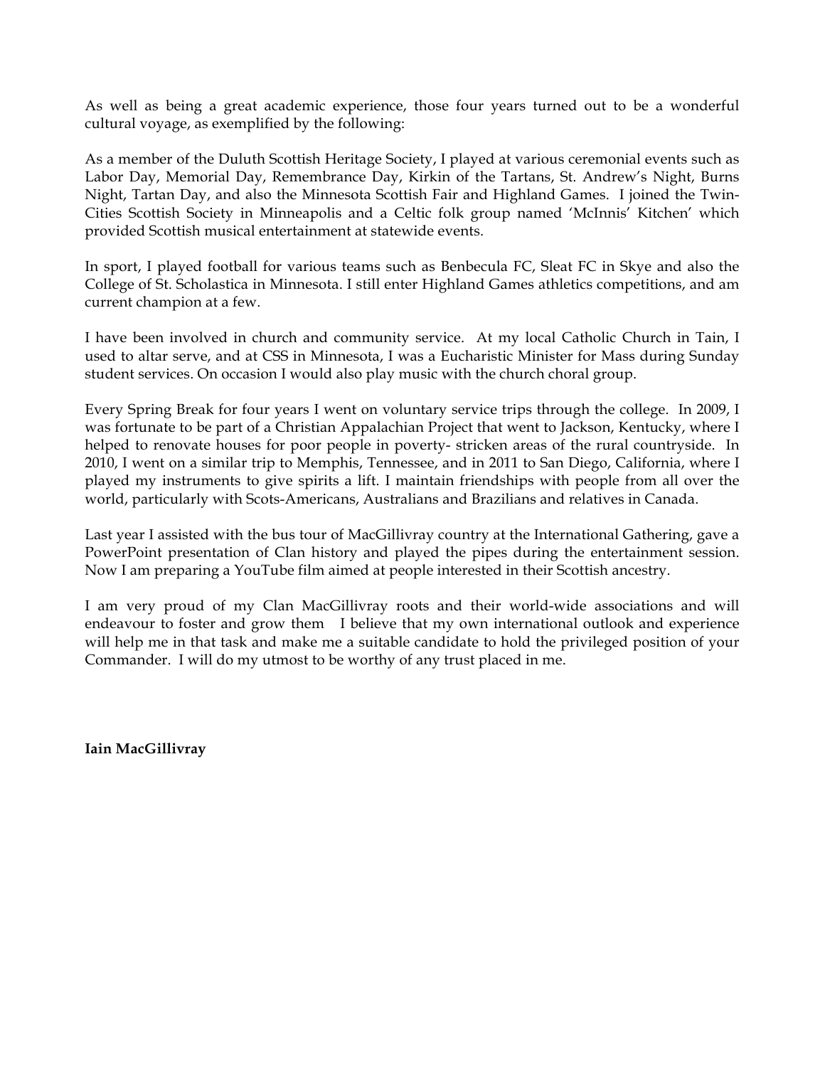As well as being a great academic experience, those four years turned out to be a wonderful cultural voyage, as exemplified by the following:

As a member of the Duluth Scottish Heritage Society, I played at various ceremonial events such as Labor Day, Memorial Day, Remembrance Day, Kirkin of the Tartans, St. Andrew's Night, Burns Night, Tartan Day, and also the Minnesota Scottish Fair and Highland Games. I joined the Twin-Cities Scottish Society in Minneapolis and a Celtic folk group named 'McInnis' Kitchen' which provided Scottish musical entertainment at statewide events.

In sport, I played football for various teams such as Benbecula FC, Sleat FC in Skye and also the College of St. Scholastica in Minnesota. I still enter Highland Games athletics competitions, and am current champion at a few.

I have been involved in church and community service. At my local Catholic Church in Tain, I used to altar serve, and at CSS in Minnesota, I was a Eucharistic Minister for Mass during Sunday student services. On occasion I would also play music with the church choral group.

Every Spring Break for four years I went on voluntary service trips through the college. In 2009, I was fortunate to be part of a Christian Appalachian Project that went to Jackson, Kentucky, where I helped to renovate houses for poor people in poverty- stricken areas of the rural countryside. In 2010, I went on a similar trip to Memphis, Tennessee, and in 2011 to San Diego, California, where I played my instruments to give spirits a lift. I maintain friendships with people from all over the world, particularly with Scots-Americans, Australians and Brazilians and relatives in Canada.

Last year I assisted with the bus tour of MacGillivray country at the International Gathering, gave a PowerPoint presentation of Clan history and played the pipes during the entertainment session. Now I am preparing a YouTube film aimed at people interested in their Scottish ancestry.

I am very proud of my Clan MacGillivray roots and their world-wide associations and will endeavour to foster and grow them I believe that my own international outlook and experience will help me in that task and make me a suitable candidate to hold the privileged position of your Commander. I will do my utmost to be worthy of any trust placed in me.

**Iain MacGillivray**